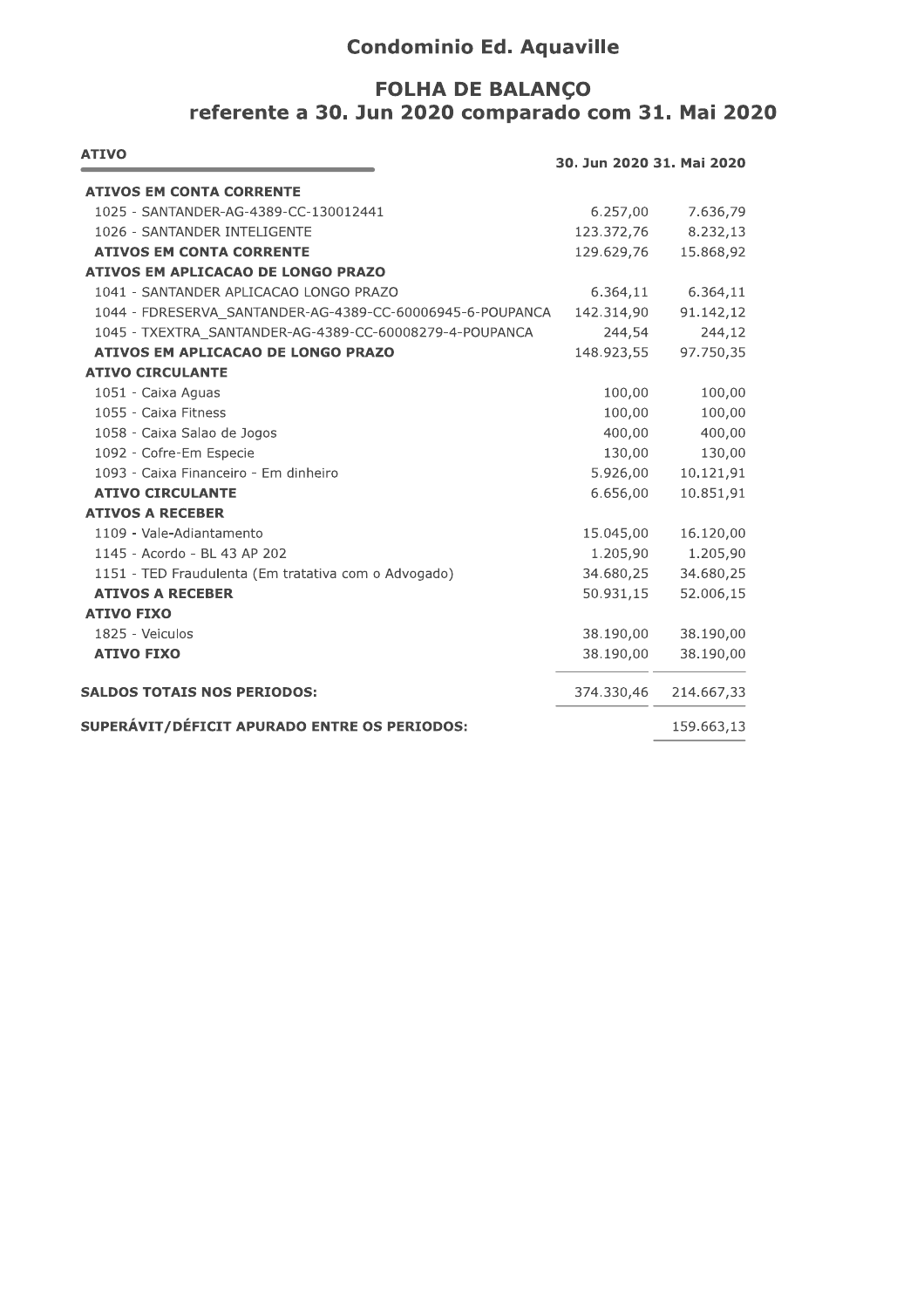# Condominio Ed. Aquaville

## FOLHA DE BALANÇO
## referente a 30. Jun 2020 comparado com 31. Mai 2020

| ATIVO | 30. Jun 2020 | 31. Mai 2020 |
|---|---|---|
| **ATIVOS EM CONTA CORRENTE** | | |
| 1025 - SANTANDER-AG-4389-CC-130012441 | 6.257,00 | 7.636,79 |
| 1026 - SANTANDER INTELIGENTE | 123.372,76 | 8.232,13 |
| **ATIVOS EM CONTA CORRENTE** | 129.629,76 | 15.868,92 |
| **ATIVOS EM APLICACAO DE LONGO PRAZO** | | |
| 1041 - SANTANDER APLICACAO LONGO PRAZO | 6.364,11 | 6.364,11 |
| 1044 - FDRESERVA_SANTANDER-AG-4389-CC-60006945-6-POUPANCA | 142.314,90 | 91.142,12 |
| 1045 - TXEXTRA_SANTANDER-AG-4389-CC-60008279-4-POUPANCA | 244,54 | 244,12 |
| **ATIVOS EM APLICACAO DE LONGO PRAZO** | 148.923,55 | 97.750,35 |
| **ATIVO CIRCULANTE** | | |
| 1051 - Caixa Aguas | 100,00 | 100,00 |
| 1055 - Caixa Fitness | 100,00 | 100,00 |
| 1058 - Caixa Salao de Jogos | 400,00 | 400,00 |
| 1092 - Cofre-Em Especie | 130,00 | 130,00 |
| 1093 - Caixa Financeiro - Em dinheiro | 5.926,00 | 10.121,91 |
| **ATIVO CIRCULANTE** | 6.656,00 | 10.851,91 |
| **ATIVOS A RECEBER** | | |
| 1109 - Vale-Adiantamento | 15.045,00 | 16.120,00 |
| 1145 - Acordo - BL 43 AP 202 | 1.205,90 | 1.205,90 |
| 1151 - TED Fraudulenta (Em tratativa com o Advogado) | 34.680,25 | 34.680,25 |
| **ATIVOS A RECEBER** | 50.931,15 | 52.006,15 |
| **ATIVO FIXO** | | |
| 1825 - Veiculos | 38.190,00 | 38.190,00 |
| **ATIVO FIXO** | 38.190,00 | 38.190,00 |
| **SALDOS TOTAIS NOS PERIODOS:** | 374.330,46 | 214.667,33 |
| **SUPERÁVIT/DÉFICIT APURADO ENTRE OS PERIODOS:** | | 159.663,13 |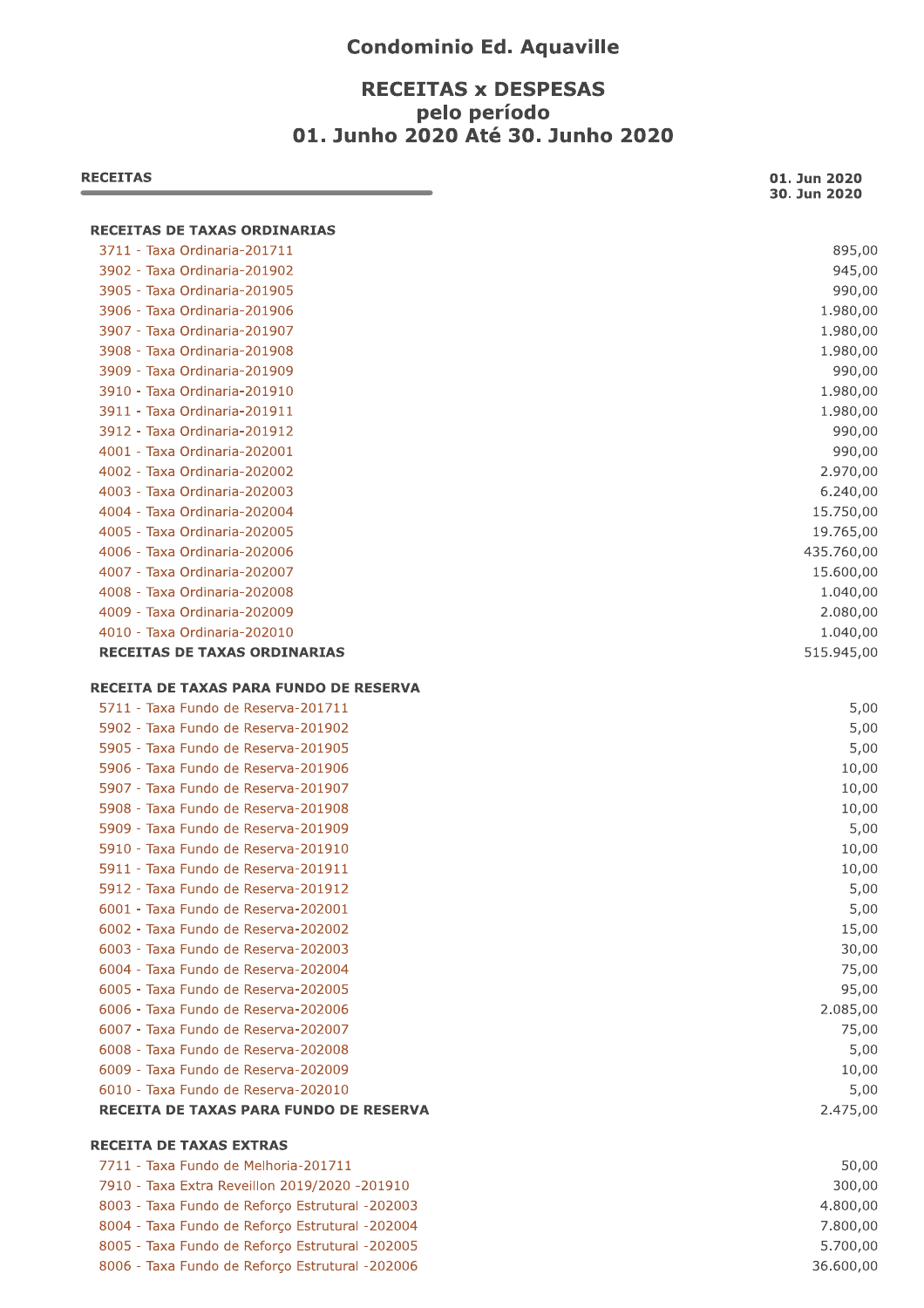# Condominio Ed. Aquaville

## RECEITAS x DESPESAS
## pelo período
## 01. Junho 2020 Até 30. Junho 2020

| RECEITAS | 01. Jun 2020 30. Jun 2020 |
|---|---|
| **RECEITAS DE TAXAS ORDINARIAS** | |
| 3711 - Taxa Ordinaria-201711 | 895,00 |
| 3902 - Taxa Ordinaria-201902 | 945,00 |
| 3905 - Taxa Ordinaria-201905 | 990,00 |
| 3906 - Taxa Ordinaria-201906 | 1.980,00 |
| 3907 - Taxa Ordinaria-201907 | 1.980,00 |
| 3908 - Taxa Ordinaria-201908 | 1.980,00 |
| 3909 - Taxa Ordinaria-201909 | 990,00 |
| 3910 - Taxa Ordinaria-201910 | 1.980,00 |
| 3911 - Taxa Ordinaria-201911 | 1.980,00 |
| 3912 - Taxa Ordinaria-201912 | 990,00 |
| 4001 - Taxa Ordinaria-202001 | 990,00 |
| 4002 - Taxa Ordinaria-202002 | 2.970,00 |
| 4003 - Taxa Ordinaria-202003 | 6.240,00 |
| 4004 - Taxa Ordinaria-202004 | 15.750,00 |
| 4005 - Taxa Ordinaria-202005 | 19.765,00 |
| 4006 - Taxa Ordinaria-202006 | 435.760,00 |
| 4007 - Taxa Ordinaria-202007 | 15.600,00 |
| 4008 - Taxa Ordinaria-202008 | 1.040,00 |
| 4009 - Taxa Ordinaria-202009 | 2.080,00 |
| 4010 - Taxa Ordinaria-202010 | 1.040,00 |
| **RECEITAS DE TAXAS ORDINARIAS** | 515.945,00 |
| **RECEITA DE TAXAS PARA FUNDO DE RESERVA** | |
| 5711 - Taxa Fundo de Reserva-201711 | 5,00 |
| 5902 - Taxa Fundo de Reserva-201902 | 5,00 |
| 5905 - Taxa Fundo de Reserva-201905 | 5,00 |
| 5906 - Taxa Fundo de Reserva-201906 | 10,00 |
| 5907 - Taxa Fundo de Reserva-201907 | 10,00 |
| 5908 - Taxa Fundo de Reserva-201908 | 10,00 |
| 5909 - Taxa Fundo de Reserva-201909 | 5,00 |
| 5910 - Taxa Fundo de Reserva-201910 | 10,00 |
| 5911 - Taxa Fundo de Reserva-201911 | 10,00 |
| 5912 - Taxa Fundo de Reserva-201912 | 5,00 |
| 6001 - Taxa Fundo de Reserva-202001 | 5,00 |
| 6002 - Taxa Fundo de Reserva-202002 | 15,00 |
| 6003 - Taxa Fundo de Reserva-202003 | 30,00 |
| 6004 - Taxa Fundo de Reserva-202004 | 75,00 |
| 6005 - Taxa Fundo de Reserva-202005 | 95,00 |
| 6006 - Taxa Fundo de Reserva-202006 | 2.085,00 |
| 6007 - Taxa Fundo de Reserva-202007 | 75,00 |
| 6008 - Taxa Fundo de Reserva-202008 | 5,00 |
| 6009 - Taxa Fundo de Reserva-202009 | 10,00 |
| 6010 - Taxa Fundo de Reserva-202010 | 5,00 |
| **RECEITA DE TAXAS PARA FUNDO DE RESERVA** | 2.475,00 |
| **RECEITA DE TAXAS EXTRAS** | |
| 7711 - Taxa Fundo de Melhoria-201711 | 50,00 |
| 7910 - Taxa Extra Reveillon 2019/2020 -201910 | 300,00 |
| 8003 - Taxa Fundo de Reforço Estrutural -202003 | 4.800,00 |
| 8004 - Taxa Fundo de Reforço Estrutural -202004 | 7.800,00 |
| 8005 - Taxa Fundo de Reforço Estrutural -202005 | 5.700,00 |
| 8006 - Taxa Fundo de Reforço Estrutural -202006 | 36.600,00 |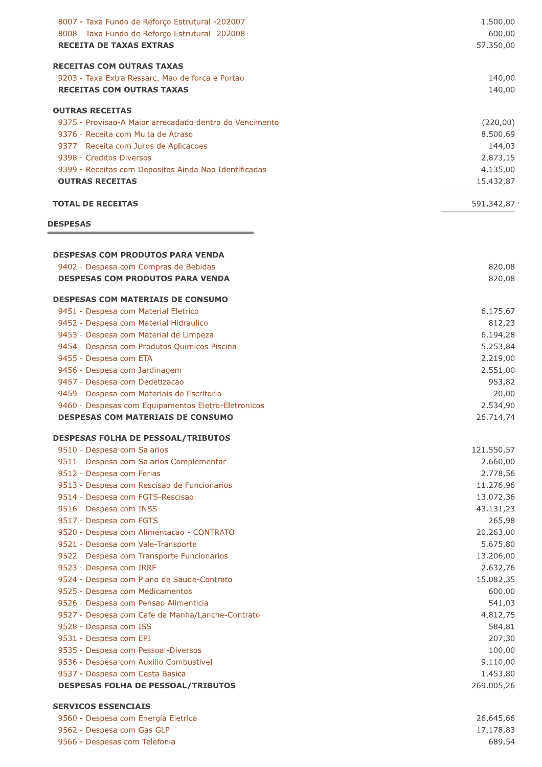| | |
|---|---:|
| 8007 - Taxa Fundo de Reforço Estrutural -202007 | 1.500,00 |
| 8008 - Taxa Fundo de Reforço Estrutural -202008 | 600,00 |
| **RECEITA DE TAXAS EXTRAS** | 57.350,00 |

**RECEITAS COM OUTRAS TAXAS**

| | |
|---|---:|
| 9203 - Taxa Extra Ressarc. Mao de forca e Portao | 140,00 |
| **RECEITAS COM OUTRAS TAXAS** | 140,00 |

**OUTRAS RECEITAS**

| | |
|---|---:|
| 9375 - Provisao-A Maior arrecadado dentro do Vencimento | (220,00) |
| 9376 - Receita com Multa de Atraso | 8.500,69 |
| 9377 - Receita com Juros de Aplicacoes | 144,03 |
| 9398 - Creditos Diversos | 2.873,15 |
| 9399 - Receitas com Depositos Ainda Nao Identificadas | 4.135,00 |
| **OUTRAS RECEITAS** | 15.432,87 |

| | |
|---|---:|
| **TOTAL DE RECEITAS** | 591.342,87 |

## DESPESAS

**DESPESAS COM PRODUTOS PARA VENDA**

| | |
|---|---:|
| 9402 - Despesa com Compras de Bebidas | 820,08 |
| **DESPESAS COM PRODUTOS PARA VENDA** | 820,08 |

**DESPESAS COM MATERIAIS DE CONSUMO**

| | |
|---|---:|
| 9451 - Despesa com Material Eletrico | 6.175,67 |
| 9452 - Despesa com Material Hidraulico | 812,23 |
| 9453 - Despesa com Material de Limpeza | 6.194,28 |
| 9454 - Despesa com Produtos Quimicos Piscina | 5.253,84 |
| 9455 - Despesa com ETA | 2.219,00 |
| 9456 - Despesa com Jardinagem | 2.551,00 |
| 9457 - Despesa com Dedetizacao | 953,82 |
| 9459 - Despesa com Materiais de Escritorio | 20,00 |
| 9460 - Despesas com Equipamentos Eletro-Eletronicos | 2.534,90 |
| **DESPESAS COM MATERIAIS DE CONSUMO** | 26.714,74 |

**DESPESAS FOLHA DE PESSOAL/TRIBUTOS**

| | |
|---|---:|
| 9510 - Despesa com Salarios | 121.550,57 |
| 9511 - Despesa com Salarios Complementar | 2.660,00 |
| 9512 - Despesa com Ferias | 2.778,56 |
| 9513 - Despesa com Rescisao de Funcionarios | 11.276,96 |
| 9514 - Despesa com FGTS-Rescisao | 13.072,36 |
| 9516 - Despesa com INSS | 43.131,23 |
| 9517 - Despesa com FGTS | 265,98 |
| 9520 - Despesa com Alimentacao - CONTRATO | 20.263,00 |
| 9521 - Despesa com Vale-Transporte | 5.675,80 |
| 9522 - Despesa com Transporte Funcionarios | 13.206,00 |
| 9523 - Despesa com IRRF | 2.632,76 |
| 9524 - Despesa com Plano de Saude-Contrato | 15.082,35 |
| 9525 - Despesa com Medicamentos | 600,00 |
| 9526 - Despesa com Pensao Alimenticia | 541,03 |
| 9527 - Despesa com Cafe da Manha/Lanche-Contrato | 4.812,75 |
| 9528 - Despesa com ISS | 584,81 |
| 9531 - Despesa com EPI | 207,30 |
| 9535 - Despesa com Pessoal-Diversos | 100,00 |
| 9536 - Despesa com Auxilio Combustivel | 9.110,00 |
| 9537 - Despesa com Cesta Basica | 1.453,80 |
| **DESPESAS FOLHA DE PESSOAL/TRIBUTOS** | 269.005,26 |

**SERVICOS ESSENCIAIS**

| | |
|---|---:|
| 9560 - Despesa com Energia Eletrica | 26.645,66 |
| 9562 - Despesa com Gas GLP | 17.178,83 |
| 9566 - Despesas com Telefonia | 689,54 |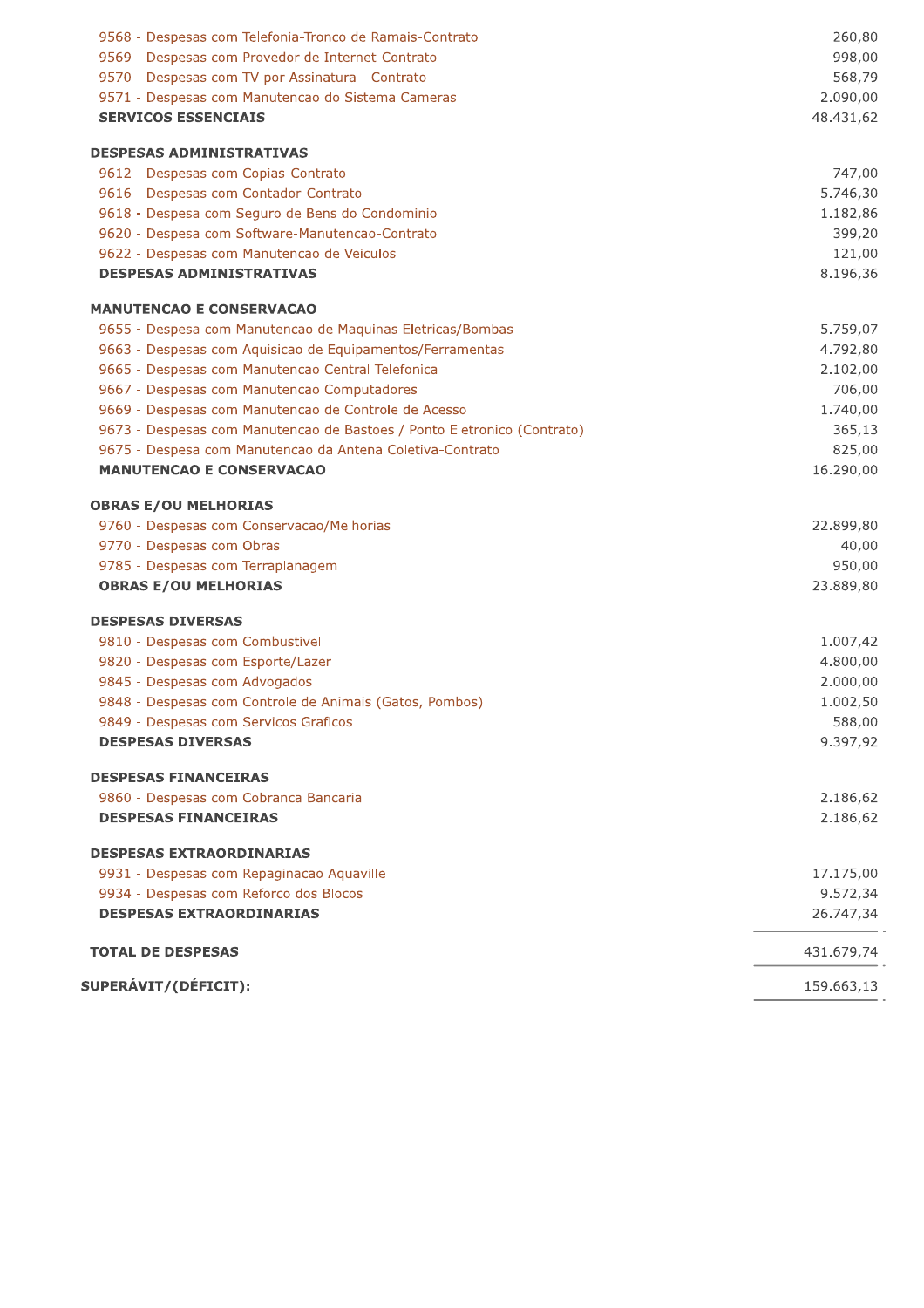| Descrição | Valor |
|---|---|
| 9568 - Despesas com Telefonia-Tronco de Ramais-Contrato | 260,80 |
| 9569 - Despesas com Provedor de Internet-Contrato | 998,00 |
| 9570 - Despesas com TV por Assinatura - Contrato | 568,79 |
| 9571 - Despesas com Manutencao do Sistema Cameras | 2.090,00 |
| **SERVICOS ESSENCIAIS** | 48.431,62 |
| | |
| **DESPESAS ADMINISTRATIVAS** | |
| 9612 - Despesas com Copias-Contrato | 747,00 |
| 9616 - Despesas com Contador-Contrato | 5.746,30 |
| 9618 - Despesa com Seguro de Bens do Condominio | 1.182,86 |
| 9620 - Despesa com Software-Manutencao-Contrato | 399,20 |
| 9622 - Despesas com Manutencao de Veiculos | 121,00 |
| **DESPESAS ADMINISTRATIVAS** | 8.196,36 |
| | |
| **MANUTENCAO E CONSERVACAO** | |
| 9655 - Despesa com Manutencao de Maquinas Eletricas/Bombas | 5.759,07 |
| 9663 - Despesas com Aquisicao de Equipamentos/Ferramentas | 4.792,80 |
| 9665 - Despesas com Manutencao Central Telefonica | 2.102,00 |
| 9667 - Despesas com Manutencao Computadores | 706,00 |
| 9669 - Despesas com Manutencao de Controle de Acesso | 1.740,00 |
| 9673 - Despesas com Manutencao de Bastoes / Ponto Eletronico (Contrato) | 365,13 |
| 9675 - Despesa com Manutencao da Antena Coletiva-Contrato | 825,00 |
| **MANUTENCAO E CONSERVACAO** | 16.290,00 |
| | |
| **OBRAS E/OU MELHORIAS** | |
| 9760 - Despesas com Conservacao/Melhorias | 22.899,80 |
| 9770 - Despesas com Obras | 40,00 |
| 9785 - Despesas com Terraplanagem | 950,00 |
| **OBRAS E/OU MELHORIAS** | 23.889,80 |
| | |
| **DESPESAS DIVERSAS** | |
| 9810 - Despesas com Combustivel | 1.007,42 |
| 9820 - Despesas com Esporte/Lazer | 4.800,00 |
| 9845 - Despesas com Advogados | 2.000,00 |
| 9848 - Despesas com Controle de Animais (Gatos, Pombos) | 1.002,50 |
| 9849 - Despesas com Servicos Graficos | 588,00 |
| **DESPESAS DIVERSAS** | 9.397,92 |
| | |
| **DESPESAS FINANCEIRAS** | |
| 9860 - Despesas com Cobranca Bancaria | 2.186,62 |
| **DESPESAS FINANCEIRAS** | 2.186,62 |
| | |
| **DESPESAS EXTRAORDINARIAS** | |
| 9931 - Despesas com Repaginacao Aquaville | 17.175,00 |
| 9934 - Despesas com Reforco dos Blocos | 9.572,34 |
| **DESPESAS EXTRAORDINARIAS** | 26.747,34 |
| | |
| **TOTAL DE DESPESAS** | 431.679,74 |
| **SUPERÁVIT/(DÉFICIT):** | 159.663,13 |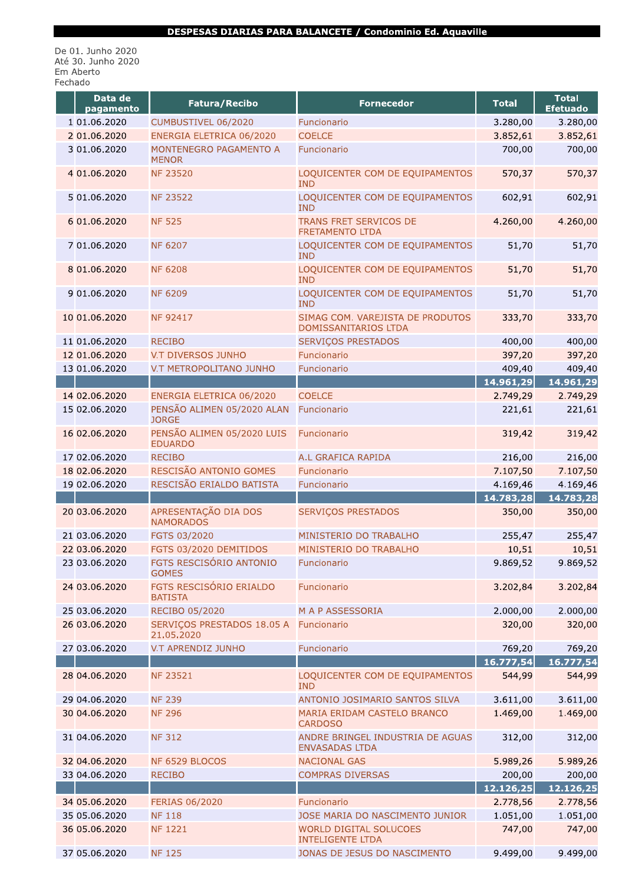**DESPESAS DIARIAS PARA BALANCETE / Condominio Ed. Aquaville**

De 01. Junho 2020
Até 30. Junho 2020
Em Aberto
Fechado

| | Data de pagamento | Fatura/Recibo | Fornecedor | Total | Total Efetuado |
|---|---|---|---|---|---|
| 1 | 01.06.2020 | CUMBUSTIVEL 06/2020 | Funcionario | 3.280,00 | 3.280,00 |
| 2 | 01.06.2020 | ENERGIA ELETRICA 06/2020 | COELCE | 3.852,61 | 3.852,61 |
| 3 | 01.06.2020 | MONTENEGRO PAGAMENTO A MENOR | Funcionario | 700,00 | 700,00 |
| 4 | 01.06.2020 | NF 23520 | LOQUICENTER COM DE EQUIPAMENTOS IND | 570,37 | 570,37 |
| 5 | 01.06.2020 | NF 23522 | LOQUICENTER COM DE EQUIPAMENTOS IND | 602,91 | 602,91 |
| 6 | 01.06.2020 | NF 525 | TRANS FRET SERVICOS DE FRETAMENTO LTDA | 4.260,00 | 4.260,00 |
| 7 | 01.06.2020 | NF 6207 | LOQUICENTER COM DE EQUIPAMENTOS IND | 51,70 | 51,70 |
| 8 | 01.06.2020 | NF 6208 | LOQUICENTER COM DE EQUIPAMENTOS IND | 51,70 | 51,70 |
| 9 | 01.06.2020 | NF 6209 | LOQUICENTER COM DE EQUIPAMENTOS IND | 51,70 | 51,70 |
| 10 | 01.06.2020 | NF 92417 | SIMAG COM. VAREJISTA DE PRODUTOS DOMISSANITARIOS LTDA | 333,70 | 333,70 |
| 11 | 01.06.2020 | RECIBO | SERVIÇOS PRESTADOS | 400,00 | 400,00 |
| 12 | 01.06.2020 | V.T DIVERSOS JUNHO | Funcionario | 397,20 | 397,20 |
| 13 | 01.06.2020 | V.T METROPOLITANO JUNHO | Funcionario | 409,40 | 409,40 |
| | | | | **14.961,29** | **14.961,29** |
| 14 | 02.06.2020 | ENERGIA ELETRICA 06/2020 | COELCE | 2.749,29 | 2.749,29 |
| 15 | 02.06.2020 | PENSÃO ALIMEN 05/2020 ALAN JORGE | Funcionario | 221,61 | 221,61 |
| 16 | 02.06.2020 | PENSÃO ALIMEN 05/2020 LUIS EDUARDO | Funcionario | 319,42 | 319,42 |
| 17 | 02.06.2020 | RECIBO | A.L GRAFICA RAPIDA | 216,00 | 216,00 |
| 18 | 02.06.2020 | RESCISÃO ANTONIO GOMES | Funcionario | 7.107,50 | 7.107,50 |
| 19 | 02.06.2020 | RESCISÃO ERIALDO BATISTA | Funcionario | 4.169,46 | 4.169,46 |
| | | | | **14.783,28** | **14.783,28** |
| 20 | 03.06.2020 | APRESENTAÇÃO DIA DOS NAMORADOS | SERVIÇOS PRESTADOS | 350,00 | 350,00 |
| 21 | 03.06.2020 | FGTS 03/2020 | MINISTERIO DO TRABALHO | 255,47 | 255,47 |
| 22 | 03.06.2020 | FGTS 03/2020 DEMITIDOS | MINISTERIO DO TRABALHO | 10,51 | 10,51 |
| 23 | 03.06.2020 | FGTS RESCISÓRIO ANTONIO GOMES | Funcionario | 9.869,52 | 9.869,52 |
| 24 | 03.06.2020 | FGTS RESCISÓRIO ERIALDO BATISTA | Funcionario | 3.202,84 | 3.202,84 |
| 25 | 03.06.2020 | RECIBO 05/2020 | M A P ASSESSORIA | 2.000,00 | 2.000,00 |
| 26 | 03.06.2020 | SERVIÇOS PRESTADOS 18.05 A 21.05.2020 | Funcionario | 320,00 | 320,00 |
| 27 | 03.06.2020 | V.T APRENDIZ JUNHO | Funcionario | 769,20 | 769,20 |
| | | | | **16.777,54** | **16.777,54** |
| 28 | 04.06.2020 | NF 23521 | LOQUICENTER COM DE EQUIPAMENTOS IND | 544,99 | 544,99 |
| 29 | 04.06.2020 | NF 239 | ANTONIO JOSIMARIO SANTOS SILVA | 3.611,00 | 3.611,00 |
| 30 | 04.06.2020 | NF 296 | MARIA ERIDAM CASTELO BRANCO CARDOSO | 1.469,00 | 1.469,00 |
| 31 | 04.06.2020 | NF 312 | ANDRE BRINGEL INDUSTRIA DE AGUAS ENVASADAS LTDA | 312,00 | 312,00 |
| 32 | 04.06.2020 | NF 6529 BLOCOS | NACIONAL GAS | 5.989,26 | 5.989,26 |
| 33 | 04.06.2020 | RECIBO | COMPRAS DIVERSAS | 200,00 | 200,00 |
| | | | | **12.126,25** | **12.126,25** |
| 34 | 05.06.2020 | FERIAS 06/2020 | Funcionario | 2.778,56 | 2.778,56 |
| 35 | 05.06.2020 | NF 118 | JOSE MARIA DO NASCIMENTO JUNIOR | 1.051,00 | 1.051,00 |
| 36 | 05.06.2020 | NF 1221 | WORLD DIGITAL SOLUCOES INTELIGENTE LTDA | 747,00 | 747,00 |
| 37 | 05.06.2020 | NF 125 | JONAS DE JESUS DO NASCIMENTO | 9.499,00 | 9.499,00 |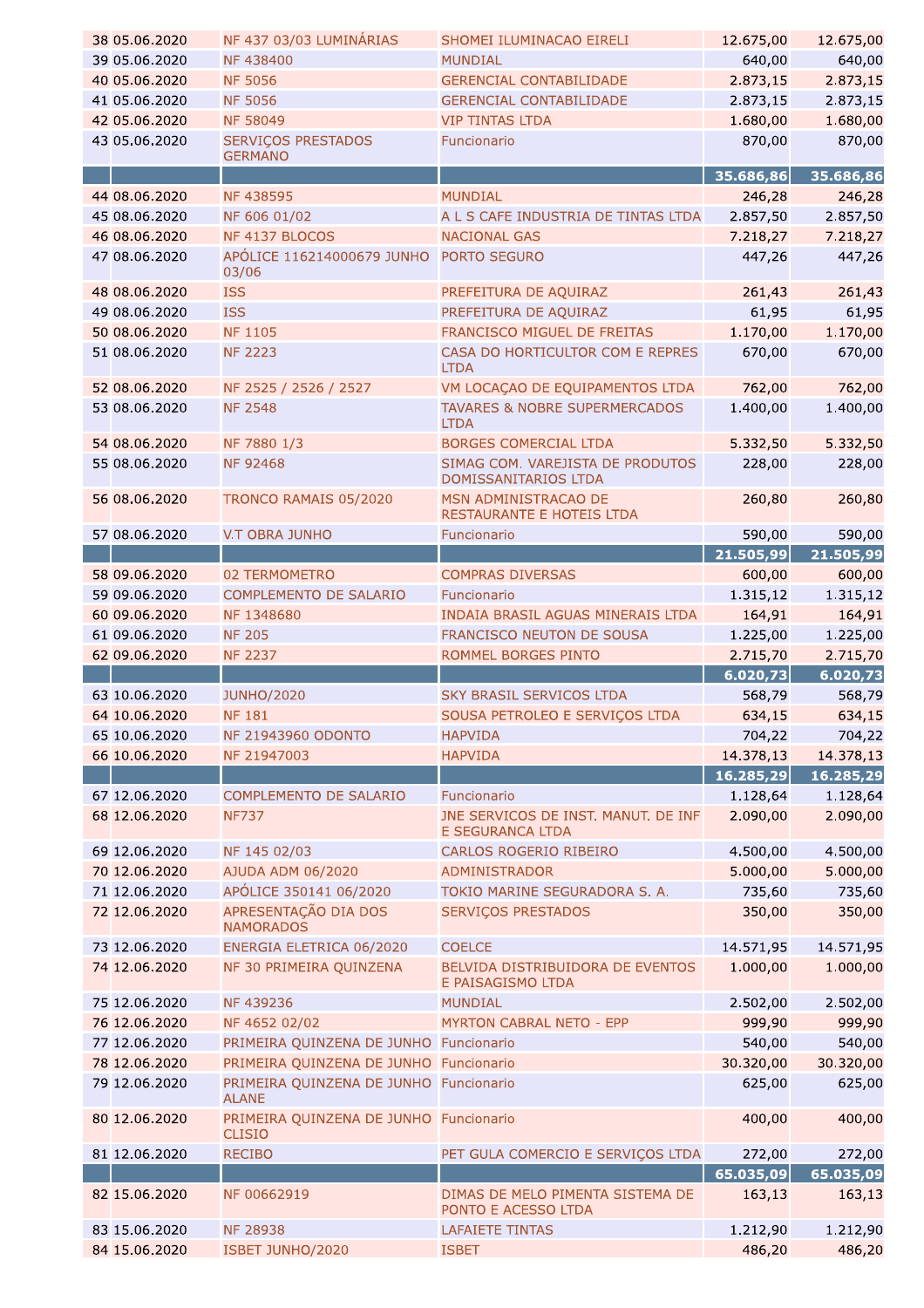| | | | | | |
|---|---|---|---|---|---|
| 38 | 05.06.2020 | NF 437 03/03 LUMINÁRIAS | SHOMEI ILUMINACAO EIRELI | 12.675,00 | 12.675,00 |
| 39 | 05.06.2020 | NF 438400 | MUNDIAL | 640,00 | 640,00 |
| 40 | 05.06.2020 | NF 5056 | GERENCIAL CONTABILIDADE | 2.873,15 | 2.873,15 |
| 41 | 05.06.2020 | NF 5056 | GERENCIAL CONTABILIDADE | 2.873,15 | 2.873,15 |
| 42 | 05.06.2020 | NF 58049 | VIP TINTAS LTDA | 1.680,00 | 1.680,00 |
| 43 | 05.06.2020 | SERVIÇOS PRESTADOS GERMANO | Funcionario | 870,00 | 870,00 |
| | | | | **35.686,86** | **35.686,86** |
| 44 | 08.06.2020 | NF 438595 | MUNDIAL | 246,28 | 246,28 |
| 45 | 08.06.2020 | NF 606 01/02 | A L S CAFE INDUSTRIA DE TINTAS LTDA | 2.857,50 | 2.857,50 |
| 46 | 08.06.2020 | NF 4137 BLOCOS | NACIONAL GAS | 7.218,27 | 7.218,27 |
| 47 | 08.06.2020 | APÓLICE 116214000679 JUNHO 03/06 | PORTO SEGURO | 447,26 | 447,26 |
| 48 | 08.06.2020 | ISS | PREFEITURA DE AQUIRAZ | 261,43 | 261,43 |
| 49 | 08.06.2020 | ISS | PREFEITURA DE AQUIRAZ | 61,95 | 61,95 |
| 50 | 08.06.2020 | NF 1105 | FRANCISCO MIGUEL DE FREITAS | 1.170,00 | 1.170,00 |
| 51 | 08.06.2020 | NF 2223 | CASA DO HORTICULTOR COM E REPRES LTDA | 670,00 | 670,00 |
| 52 | 08.06.2020 | NF 2525 / 2526 / 2527 | VM LOCAÇAO DE EQUIPAMENTOS LTDA | 762,00 | 762,00 |
| 53 | 08.06.2020 | NF 2548 | TAVARES & NOBRE SUPERMERCADOS LTDA | 1.400,00 | 1.400,00 |
| 54 | 08.06.2020 | NF 7880 1/3 | BORGES COMERCIAL LTDA | 5.332,50 | 5.332,50 |
| 55 | 08.06.2020 | NF 92468 | SIMAG COM. VAREJISTA DE PRODUTOS DOMISSANITARIOS LTDA | 228,00 | 228,00 |
| 56 | 08.06.2020 | TRONCO RAMAIS 05/2020 | MSN ADMINISTRACAO DE RESTAURANTE E HOTEIS LTDA | 260,80 | 260,80 |
| 57 | 08.06.2020 | V.T OBRA JUNHO | Funcionario | 590,00 | 590,00 |
| | | | | **21.505,99** | **21.505,99** |
| 58 | 09.06.2020 | 02 TERMOMETRO | COMPRAS DIVERSAS | 600,00 | 600,00 |
| 59 | 09.06.2020 | COMPLEMENTO DE SALARIO | Funcionario | 1.315,12 | 1.315,12 |
| 60 | 09.06.2020 | NF 1348680 | INDAIA BRASIL AGUAS MINERAIS LTDA | 164,91 | 164,91 |
| 61 | 09.06.2020 | NF 205 | FRANCISCO NEUTON DE SOUSA | 1.225,00 | 1.225,00 |
| 62 | 09.06.2020 | NF 2237 | ROMMEL BORGES PINTO | 2.715,70 | 2.715,70 |
| | | | | **6.020,73** | **6.020,73** |
| 63 | 10.06.2020 | JUNHO/2020 | SKY BRASIL SERVICOS LTDA | 568,79 | 568,79 |
| 64 | 10.06.2020 | NF 181 | SOUSA PETROLEO E SERVIÇOS LTDA | 634,15 | 634,15 |
| 65 | 10.06.2020 | NF 21943960 ODONTO | HAPVIDA | 704,22 | 704,22 |
| 66 | 10.06.2020 | NF 21947003 | HAPVIDA | 14.378,13 | 14.378,13 |
| | | | | **16.285,29** | **16.285,29** |
| 67 | 12.06.2020 | COMPLEMENTO DE SALARIO | Funcionario | 1.128,64 | 1.128,64 |
| 68 | 12.06.2020 | NF737 | JNE SERVICOS DE INST. MANUT. DE INF E SEGURANCA LTDA | 2.090,00 | 2.090,00 |
| 69 | 12.06.2020 | NF 145 02/03 | CARLOS ROGERIO RIBEIRO | 4.500,00 | 4.500,00 |
| 70 | 12.06.2020 | AJUDA ADM 06/2020 | ADMINISTRADOR | 5.000,00 | 5.000,00 |
| 71 | 12.06.2020 | APÓLICE 350141 06/2020 | TOKIO MARINE SEGURADORA S. A. | 735,60 | 735,60 |
| 72 | 12.06.2020 | APRESENTAÇÃO DIA DOS NAMORADOS | SERVIÇOS PRESTADOS | 350,00 | 350,00 |
| 73 | 12.06.2020 | ENERGIA ELETRICA 06/2020 | COELCE | 14.571,95 | 14.571,95 |
| 74 | 12.06.2020 | NF 30 PRIMEIRA QUINZENA | BELVIDA DISTRIBUIDORA DE EVENTOS E PAISAGISMO LTDA | 1.000,00 | 1.000,00 |
| 75 | 12.06.2020 | NF 439236 | MUNDIAL | 2.502,00 | 2.502,00 |
| 76 | 12.06.2020 | NF 4652 02/02 | MYRTON CABRAL NETO - EPP | 999,90 | 999,90 |
| 77 | 12.06.2020 | PRIMEIRA QUINZENA DE JUNHO | Funcionario | 540,00 | 540,00 |
| 78 | 12.06.2020 | PRIMEIRA QUINZENA DE JUNHO | Funcionario | 30.320,00 | 30.320,00 |
| 79 | 12.06.2020 | PRIMEIRA QUINZENA DE JUNHO ALANE | Funcionario | 625,00 | 625,00 |
| 80 | 12.06.2020 | PRIMEIRA QUINZENA DE JUNHO CLISIO | Funcionario | 400,00 | 400,00 |
| 81 | 12.06.2020 | RECIBO | PET GULA COMERCIO E SERVIÇOS LTDA | 272,00 | 272,00 |
| | | | | **65.035,09** | **65.035,09** |
| 82 | 15.06.2020 | NF 00662919 | DIMAS DE MELO PIMENTA SISTEMA DE PONTO E ACESSO LTDA | 163,13 | 163,13 |
| 83 | 15.06.2020 | NF 28938 | LAFAIETE TINTAS | 1.212,90 | 1.212,90 |
| 84 | 15.06.2020 | ISBET JUNHO/2020 | ISBET | 486,20 | 486,20 |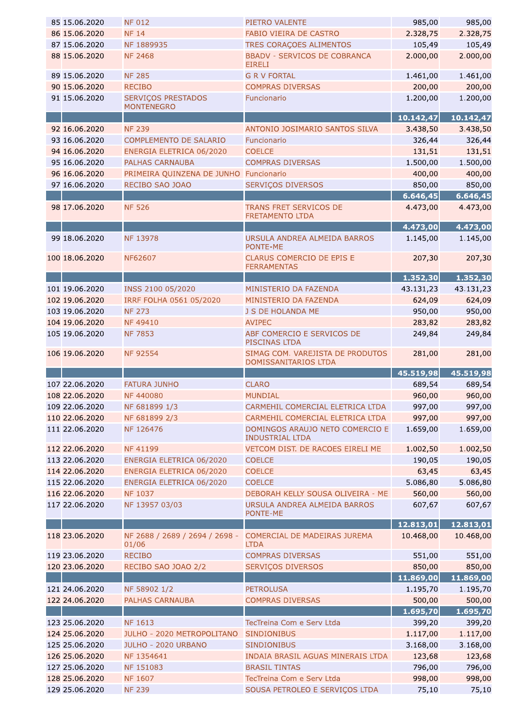| | | | | | |
|---|---|---|---|---|---|
| 85 | 15.06.2020 | NF 012 | PIETRO VALENTE | 985,00 | 985,00 |
| 86 | 15.06.2020 | NF 14 | FABIO VIEIRA DE CASTRO | 2.328,75 | 2.328,75 |
| 87 | 15.06.2020 | NF 1889935 | TRES CORAÇOES ALIMENTOS | 105,49 | 105,49 |
| 88 | 15.06.2020 | NF 2468 | BBADV - SERVICOS DE COBRANCA EIRELI | 2.000,00 | 2.000,00 |
| 89 | 15.06.2020 | NF 285 | G R V FORTAL | 1.461,00 | 1.461,00 |
| 90 | 15.06.2020 | RECIBO | COMPRAS DIVERSAS | 200,00 | 200,00 |
| 91 | 15.06.2020 | SERVIÇOS PRESTADOS MONTENEGRO | Funcionario | 1.200,00 | 1.200,00 |
| | | | | **10.142,47** | **10.142,47** |
| 92 | 16.06.2020 | NF 239 | ANTONIO JOSIMARIO SANTOS SILVA | 3.438,50 | 3.438,50 |
| 93 | 16.06.2020 | COMPLEMENTO DE SALARIO | Funcionario | 326,44 | 326,44 |
| 94 | 16.06.2020 | ENERGIA ELETRICA 06/2020 | COELCE | 131,51 | 131,51 |
| 95 | 16.06.2020 | PALHAS CARNAUBA | COMPRAS DIVERSAS | 1.500,00 | 1.500,00 |
| 96 | 16.06.2020 | PRIMEIRA QUINZENA DE JUNHO | Funcionario | 400,00 | 400,00 |
| 97 | 16.06.2020 | RECIBO SAO JOAO | SERVIÇOS DIVERSOS | 850,00 | 850,00 |
| | | | | **6.646,45** | **6.646,45** |
| 98 | 17.06.2020 | NF 526 | TRANS FRET SERVICOS DE FRETAMENTO LTDA | 4.473,00 | 4.473,00 |
| | | | | **4.473,00** | **4.473,00** |
| 99 | 18.06.2020 | NF 13978 | URSULA ANDREA ALMEIDA BARROS PONTE-ME | 1.145,00 | 1.145,00 |
| 100 | 18.06.2020 | NF62607 | CLARUS COMERCIO DE EPIS E FERRAMENTAS | 207,30 | 207,30 |
| | | | | **1.352,30** | **1.352,30** |
| 101 | 19.06.2020 | INSS 2100 05/2020 | MINISTERIO DA FAZENDA | 43.131,23 | 43.131,23 |
| 102 | 19.06.2020 | IRRF FOLHA 0561 05/2020 | MINISTERIO DA FAZENDA | 624,09 | 624,09 |
| 103 | 19.06.2020 | NF 273 | J S DE HOLANDA ME | 950,00 | 950,00 |
| 104 | 19.06.2020 | NF 49410 | AVIPEC | 283,82 | 283,82 |
| 105 | 19.06.2020 | NF 7853 | ABF COMERCIO E SERVICOS DE PISCINAS LTDA | 249,84 | 249,84 |
| 106 | 19.06.2020 | NF 92554 | SIMAG COM. VAREJISTA DE PRODUTOS DOMISSANITARIOS LTDA | 281,00 | 281,00 |
| | | | | **45.519,98** | **45.519,98** |
| 107 | 22.06.2020 | FATURA JUNHO | CLARO | 689,54 | 689,54 |
| 108 | 22.06.2020 | NF 440080 | MUNDIAL | 960,00 | 960,00 |
| 109 | 22.06.2020 | NF 681899 1/3 | CARMEHIL COMERCIAL ELETRICA LTDA | 997,00 | 997,00 |
| 110 | 22.06.2020 | NF 681899 2/3 | CARMEHIL COMERCIAL ELETRICA LTDA | 997,00 | 997,00 |
| 111 | 22.06.2020 | NF 126476 | DOMINGOS ARAUJO NETO COMERCIO E INDUSTRIAL LTDA | 1.659,00 | 1.659,00 |
| 112 | 22.06.2020 | NF 41199 | VETCOM DIST. DE RACOES EIRELI ME | 1.002,50 | 1.002,50 |
| 113 | 22.06.2020 | ENERGIA ELETRICA 06/2020 | COELCE | 190,05 | 190,05 |
| 114 | 22.06.2020 | ENERGIA ELETRICA 06/2020 | COELCE | 63,45 | 63,45 |
| 115 | 22.06.2020 | ENERGIA ELETRICA 06/2020 | COELCE | 5.086,80 | 5.086,80 |
| 116 | 22.06.2020 | NF 1037 | DEBORAH KELLY SOUSA OLIVEIRA - ME | 560,00 | 560,00 |
| 117 | 22.06.2020 | NF 13957 03/03 | URSULA ANDREA ALMEIDA BARROS PONTE-ME | 607,67 | 607,67 |
| | | | | **12.813,01** | **12.813,01** |
| 118 | 23.06.2020 | NF 2688 / 2689 / 2694 / 2698 - 01/06 | COMERCIAL DE MADEIRAS JUREMA LTDA | 10.468,00 | 10.468,00 |
| 119 | 23.06.2020 | RECIBO | COMPRAS DIVERSAS | 551,00 | 551,00 |
| 120 | 23.06.2020 | RECIBO SAO JOAO 2/2 | SERVIÇOS DIVERSOS | 850,00 | 850,00 |
| | | | | **11.869,00** | **11.869,00** |
| 121 | 24.06.2020 | NF 58902 1/2 | PETROLUSA | 1.195,70 | 1.195,70 |
| 122 | 24.06.2020 | PALHAS CARNAUBA | COMPRAS DIVERSAS | 500,00 | 500,00 |
| | | | | **1.695,70** | **1.695,70** |
| 123 | 25.06.2020 | NF 1613 | TecTreina Com e Serv Ltda | 399,20 | 399,20 |
| 124 | 25.06.2020 | JULHO - 2020 METROPOLITANO | SINDIONIBUS | 1.117,00 | 1.117,00 |
| 125 | 25.06.2020 | JULHO - 2020 URBANO | SINDIONIBUS | 3.168,00 | 3.168,00 |
| 126 | 25.06.2020 | NF 1354641 | INDAIA BRASIL AGUAS MINERAIS LTDA | 123,68 | 123,68 |
| 127 | 25.06.2020 | NF 151083 | BRASIL TINTAS | 796,00 | 796,00 |
| 128 | 25.06.2020 | NF 1607 | TecTreina Com e Serv Ltda | 998,00 | 998,00 |
| 129 | 25.06.2020 | NF 239 | SOUSA PETROLEO E SERVIÇOS LTDA | 75,10 | 75,10 |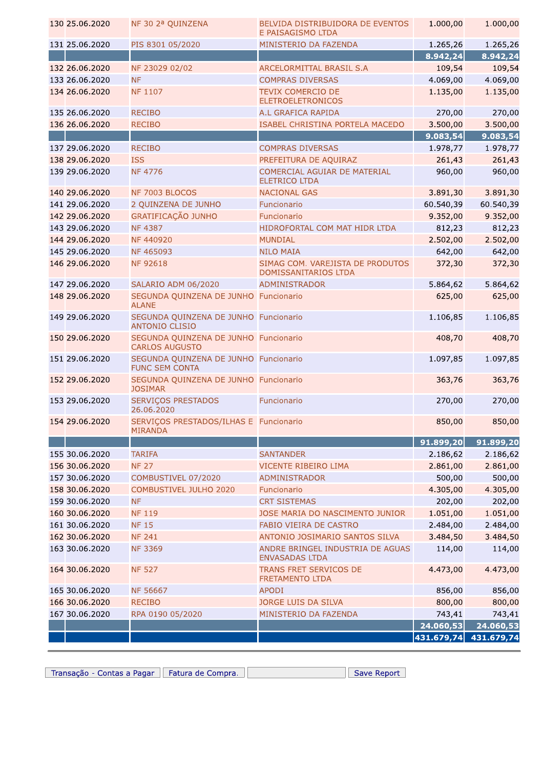| | | | | | |
|---|---|---|---|---|---|
| 130 | 25.06.2020 | NF 30 2ª QUINZENA | BELVIDA DISTRIBUIDORA DE EVENTOS E PAISAGISMO LTDA | 1.000,00 | 1.000,00 |
| 131 | 25.06.2020 | PIS 8301 05/2020 | MINISTERIO DA FAZENDA | 1.265,26 | 1.265,26 |
| | | | | **8.942,24** | **8.942,24** |
| 132 | 26.06.2020 | NF 23029 02/02 | ARCELORMITTAL BRASIL S.A | 109,54 | 109,54 |
| 133 | 26.06.2020 | NF | COMPRAS DIVERSAS | 4.069,00 | 4.069,00 |
| 134 | 26.06.2020 | NF 1107 | TEVIX COMERCIO DE ELETROELETRONICOS | 1.135,00 | 1.135,00 |
| 135 | 26.06.2020 | RECIBO | A.L GRAFICA RAPIDA | 270,00 | 270,00 |
| 136 | 26.06.2020 | RECIBO | ISABEL CHRISTINA PORTELA MACEDO | 3.500,00 | 3.500,00 |
| | | | | **9.083,54** | **9.083,54** |
| 137 | 29.06.2020 | RECIBO | COMPRAS DIVERSAS | 1.978,77 | 1.978,77 |
| 138 | 29.06.2020 | ISS | PREFEITURA DE AQUIRAZ | 261,43 | 261,43 |
| 139 | 29.06.2020 | NF 4776 | COMERCIAL AGUIAR DE MATERIAL ELETRICO LTDA | 960,00 | 960,00 |
| 140 | 29.06.2020 | NF 7003 BLOCOS | NACIONAL GAS | 3.891,30 | 3.891,30 |
| 141 | 29.06.2020 | 2 QUINZENA DE JUNHO | Funcionario | 60.540,39 | 60.540,39 |
| 142 | 29.06.2020 | GRATIFICAÇÃO JUNHO | Funcionario | 9.352,00 | 9.352,00 |
| 143 | 29.06.2020 | NF 4387 | HIDROFORTAL COM MAT HIDR LTDA | 812,23 | 812,23 |
| 144 | 29.06.2020 | NF 440920 | MUNDIAL | 2.502,00 | 2.502,00 |
| 145 | 29.06.2020 | NF 465093 | NILO MAIA | 642,00 | 642,00 |
| 146 | 29.06.2020 | NF 92618 | SIMAG COM. VAREJISTA DE PRODUTOS DOMISSANITARIOS LTDA | 372,30 | 372,30 |
| 147 | 29.06.2020 | SALARIO ADM 06/2020 | ADMINISTRADOR | 5.864,62 | 5.864,62 |
| 148 | 29.06.2020 | SEGUNDA QUINZENA DE JUNHO ALANE | Funcionario | 625,00 | 625,00 |
| 149 | 29.06.2020 | SEGUNDA QUINZENA DE JUNHO ANTONIO CLISIO | Funcionario | 1.106,85 | 1.106,85 |
| 150 | 29.06.2020 | SEGUNDA QUINZENA DE JUNHO CARLOS AUGUSTO | Funcionario | 408,70 | 408,70 |
| 151 | 29.06.2020 | SEGUNDA QUINZENA DE JUNHO FUNC SEM CONTA | Funcionario | 1.097,85 | 1.097,85 |
| 152 | 29.06.2020 | SEGUNDA QUINZENA DE JUNHO JOSIMAR | Funcionario | 363,76 | 363,76 |
| 153 | 29.06.2020 | SERVIÇOS PRESTADOS 26.06.2020 | Funcionario | 270,00 | 270,00 |
| 154 | 29.06.2020 | SERVIÇOS PRESTADOS/ILHAS E MIRANDA | Funcionario | 850,00 | 850,00 |
| | | | | **91.899,20** | **91.899,20** |
| 155 | 30.06.2020 | TARIFA | SANTANDER | 2.186,62 | 2.186,62 |
| 156 | 30.06.2020 | NF 27 | VICENTE RIBEIRO LIMA | 2.861,00 | 2.861,00 |
| 157 | 30.06.2020 | COMBUSTIVEL 07/2020 | ADMINISTRADOR | 500,00 | 500,00 |
| 158 | 30.06.2020 | COMBUSTIVEL JULHO 2020 | Funcionario | 4.305,00 | 4.305,00 |
| 159 | 30.06.2020 | NF | CRT SISTEMAS | 202,00 | 202,00 |
| 160 | 30.06.2020 | NF 119 | JOSE MARIA DO NASCIMENTO JUNIOR | 1.051,00 | 1.051,00 |
| 161 | 30.06.2020 | NF 15 | FABIO VIEIRA DE CASTRO | 2.484,00 | 2.484,00 |
| 162 | 30.06.2020 | NF 241 | ANTONIO JOSIMARIO SANTOS SILVA | 3.484,50 | 3.484,50 |
| 163 | 30.06.2020 | NF 3369 | ANDRE BRINGEL INDUSTRIA DE AGUAS ENVASADAS LTDA | 114,00 | 114,00 |
| 164 | 30.06.2020 | NF 527 | TRANS FRET SERVICOS DE FRETAMENTO LTDA | 4.473,00 | 4.473,00 |
| 165 | 30.06.2020 | NF 56667 | APODI | 856,00 | 856,00 |
| 166 | 30.06.2020 | RECIBO | JORGE LUIS DA SILVA | 800,00 | 800,00 |
| 167 | 30.06.2020 | RPA 0190 05/2020 | MINISTERIO DA FAZENDA | 743,41 | 743,41 |
| | | | | **24.060,53** | **24.060,53** |
| | | | | **431.679,74** | **431.679,74** |

Transação - Contas a Pagar | Fatura de Compra. | Save Report